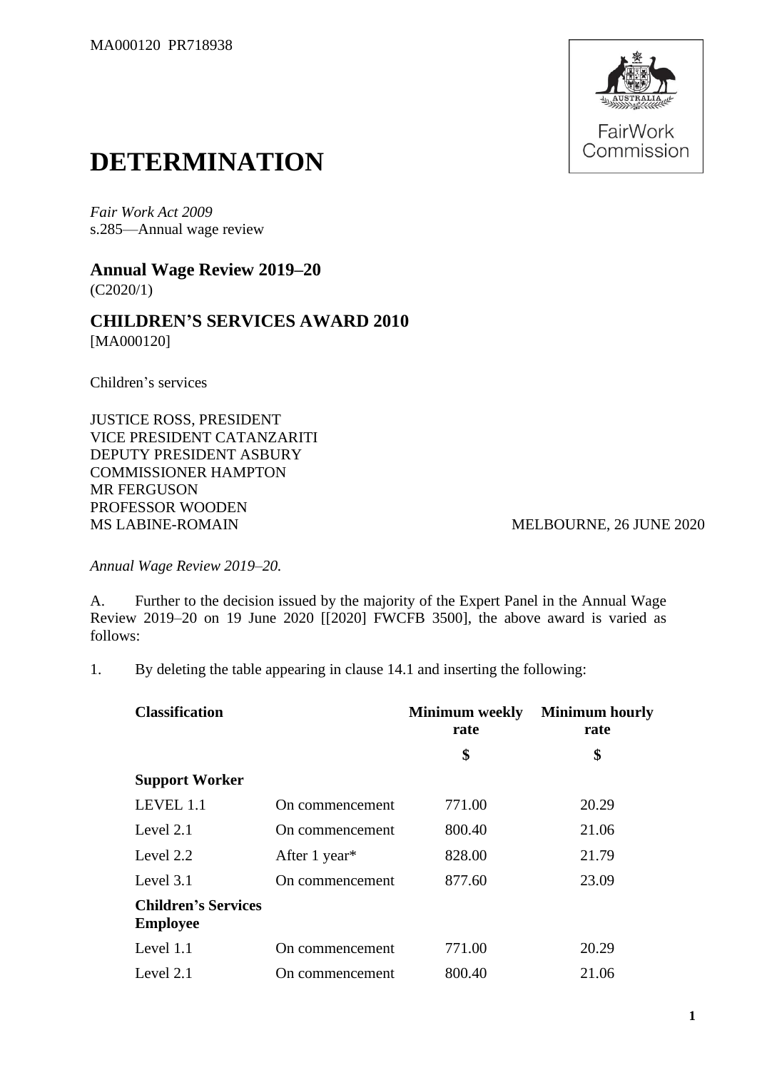MA000120 PR718938

# DETERMINATION

*Fair Work Act 2009*
s.285—Annual wage review

## Annual Wage Review 2019–20

(C2020/1)

## CHILDREN'S SERVICES AWARD 2010

[MA000120]

Children's services

JUSTICE ROSS, PRESIDENT
VICE PRESIDENT CATANZARITI
DEPUTY PRESIDENT ASBURY
COMMISSIONER HAMPTON
MR FERGUSON
PROFESSOR WOODEN
MS LABINE-ROMAIN

MELBOURNE, 26 JUNE 2020

*Annual Wage Review 2019–20.*

A. Further to the decision issued by the majority of the Expert Panel in the Annual Wage Review 2019–20 on 19 June 2020 [[2020] FWCFB 3500], the above award is varied as follows:

1. By deleting the table appearing in clause 14.1 and inserting the following:

| Classification | | Minimum weekly rate | Minimum hourly rate |
|---|---|---|---|
| | | $ | $ |
| **Support Worker** | | | |
| LEVEL 1.1 | On commencement | 771.00 | 20.29 |
| Level 2.1 | On commencement | 800.40 | 21.06 |
| Level 2.2 | After 1 year* | 828.00 | 21.79 |
| Level 3.1 | On commencement | 877.60 | 23.09 |
| **Children's Services Employee** | | | |
| Level 1.1 | On commencement | 771.00 | 20.29 |
| Level 2.1 | On commencement | 800.40 | 21.06 |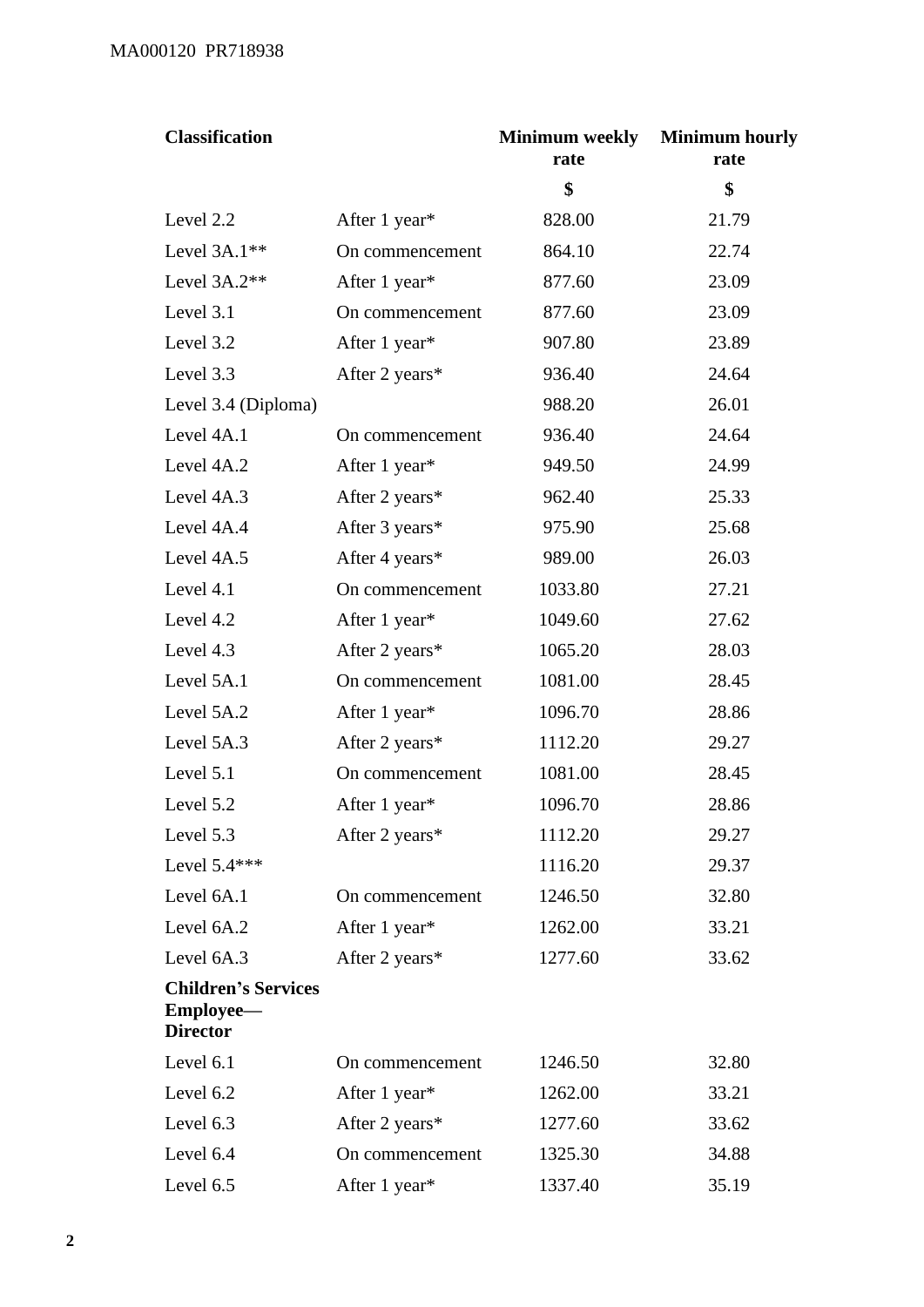| Classification | | Minimum weekly rate | Minimum hourly rate |
|---|---|---|---|
| | | $ | $ |
| Level 2.2 | After 1 year* | 828.00 | 21.79 |
| Level 3A.1** | On commencement | 864.10 | 22.74 |
| Level 3A.2** | After 1 year* | 877.60 | 23.09 |
| Level 3.1 | On commencement | 877.60 | 23.09 |
| Level 3.2 | After 1 year* | 907.80 | 23.89 |
| Level 3.3 | After 2 years* | 936.40 | 24.64 |
| Level 3.4 (Diploma) | | 988.20 | 26.01 |
| Level 4A.1 | On commencement | 936.40 | 24.64 |
| Level 4A.2 | After 1 year* | 949.50 | 24.99 |
| Level 4A.3 | After 2 years* | 962.40 | 25.33 |
| Level 4A.4 | After 3 years* | 975.90 | 25.68 |
| Level 4A.5 | After 4 years* | 989.00 | 26.03 |
| Level 4.1 | On commencement | 1033.80 | 27.21 |
| Level 4.2 | After 1 year* | 1049.60 | 27.62 |
| Level 4.3 | After 2 years* | 1065.20 | 28.03 |
| Level 5A.1 | On commencement | 1081.00 | 28.45 |
| Level 5A.2 | After 1 year* | 1096.70 | 28.86 |
| Level 5A.3 | After 2 years* | 1112.20 | 29.27 |
| Level 5.1 | On commencement | 1081.00 | 28.45 |
| Level 5.2 | After 1 year* | 1096.70 | 28.86 |
| Level 5.3 | After 2 years* | 1112.20 | 29.27 |
| Level 5.4*** | | 1116.20 | 29.37 |
| Level 6A.1 | On commencement | 1246.50 | 32.80 |
| Level 6A.2 | After 1 year* | 1262.00 | 33.21 |
| Level 6A.3 | After 2 years* | 1277.60 | 33.62 |
| **Children's Services Employee—Director** | | | |
| Level 6.1 | On commencement | 1246.50 | 32.80 |
| Level 6.2 | After 1 year* | 1262.00 | 33.21 |
| Level 6.3 | After 2 years* | 1277.60 | 33.62 |
| Level 6.4 | On commencement | 1325.30 | 34.88 |
| Level 6.5 | After 1 year* | 1337.40 | 35.19 |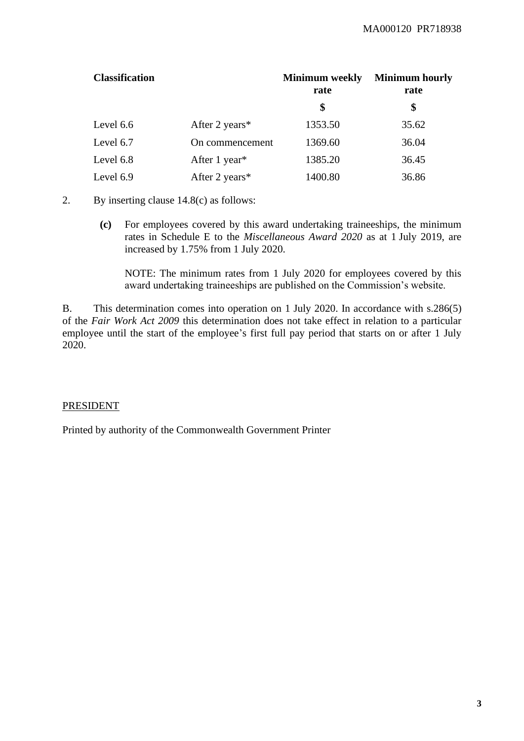| Classification | | Minimum weekly rate | Minimum hourly rate |
|---|---|---|---|
| | | $ | $ |
| Level 6.6 | After 2 years* | 1353.50 | 35.62 |
| Level 6.7 | On commencement | 1369.60 | 36.04 |
| Level 6.8 | After 1 year* | 1385.20 | 36.45 |
| Level 6.9 | After 2 years* | 1400.80 | 36.86 |

2. By inserting clause 14.8(c) as follows:

   **(c)** For employees covered by this award undertaking traineeships, the minimum rates in Schedule E to the *Miscellaneous Award 2020* as at 1 July 2019, are increased by 1.75% from 1 July 2020.

   NOTE: The minimum rates from 1 July 2020 for employees covered by this award undertaking traineeships are published on the Commission's website.

B. This determination comes into operation on 1 July 2020. In accordance with s.286(5) of the *Fair Work Act 2009* this determination does not take effect in relation to a particular employee until the start of the employee's first full pay period that starts on or after 1 July 2020.

PRESIDENT

Printed by authority of the Commonwealth Government Printer